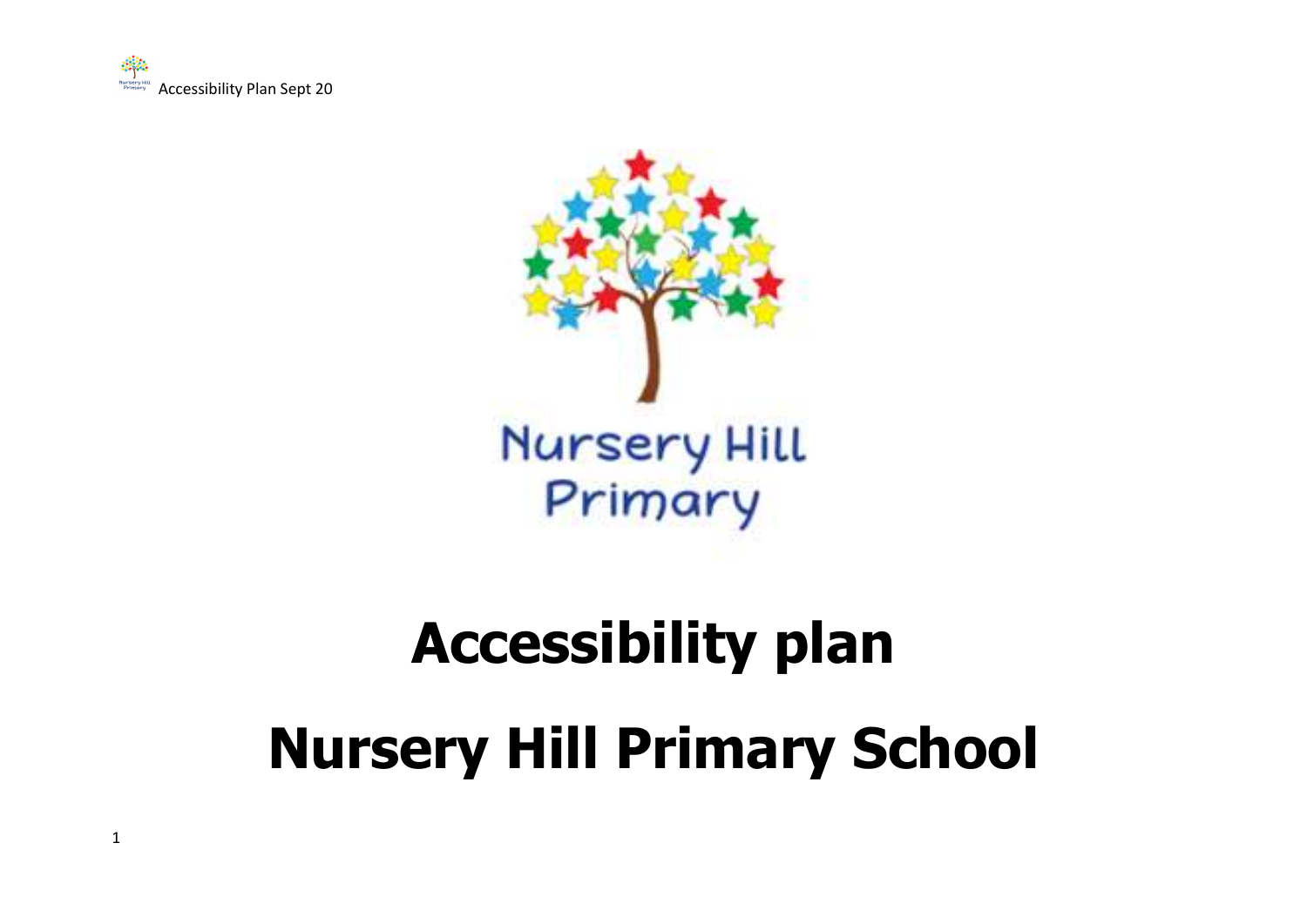# Accessibility plan

# Nursery Hill Primary School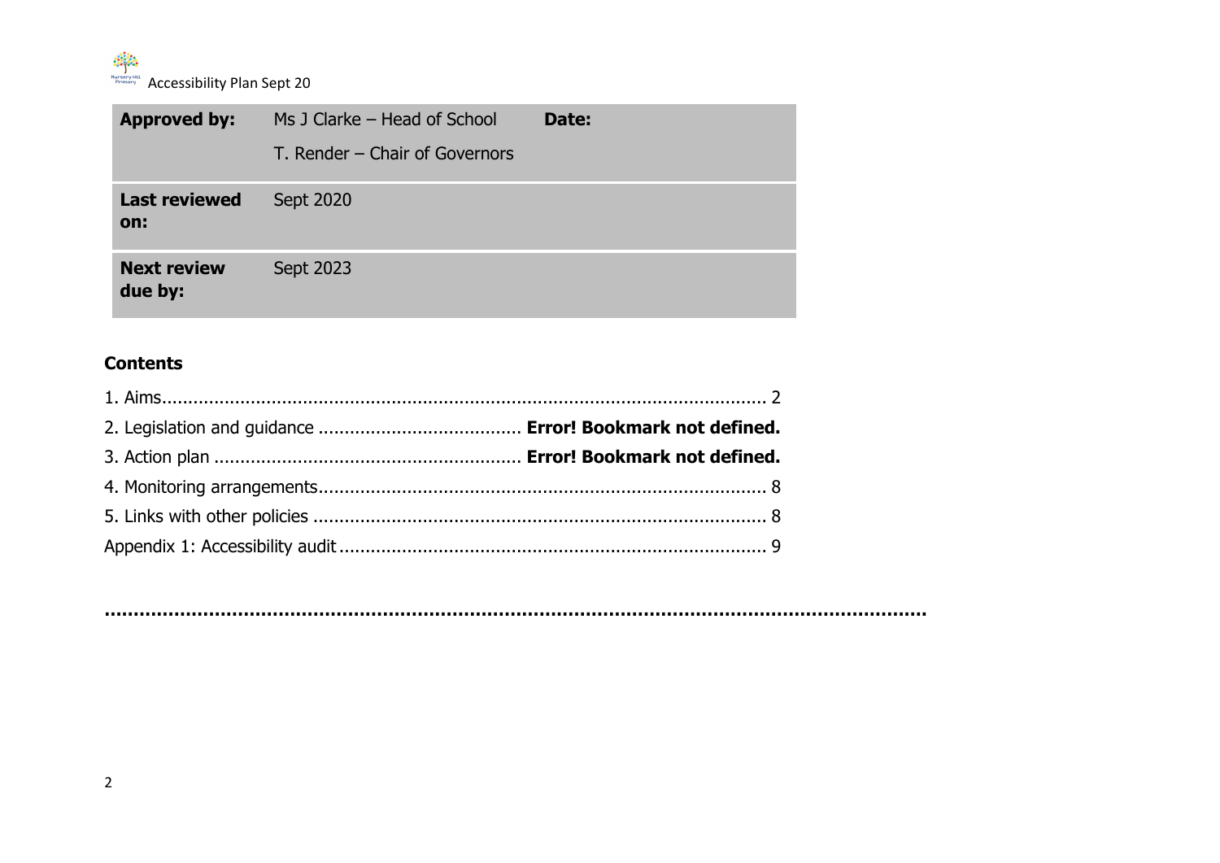| **Approved by:** | Ms J Clarke – Head of School<br>T. Render – Chair of Governors | **Date:** |
|---|---|---|
| **Last reviewed on:** | Sept 2020 | |
| **Next review due by:** | Sept 2023 | |

## Contents

1. Aims........................................................................................................... 2
2. Legislation and guidance ...................................... **Error! Bookmark not defined.**
3. Action plan ............................................................ **Error! Bookmark not defined.**
4. Monitoring arrangements....................................................................................... 8
5. Links with other policies ....................................................................................... 8

Appendix 1: Accessibility audit ................................................................................... 9

……………………………………………………………………………………………………………………………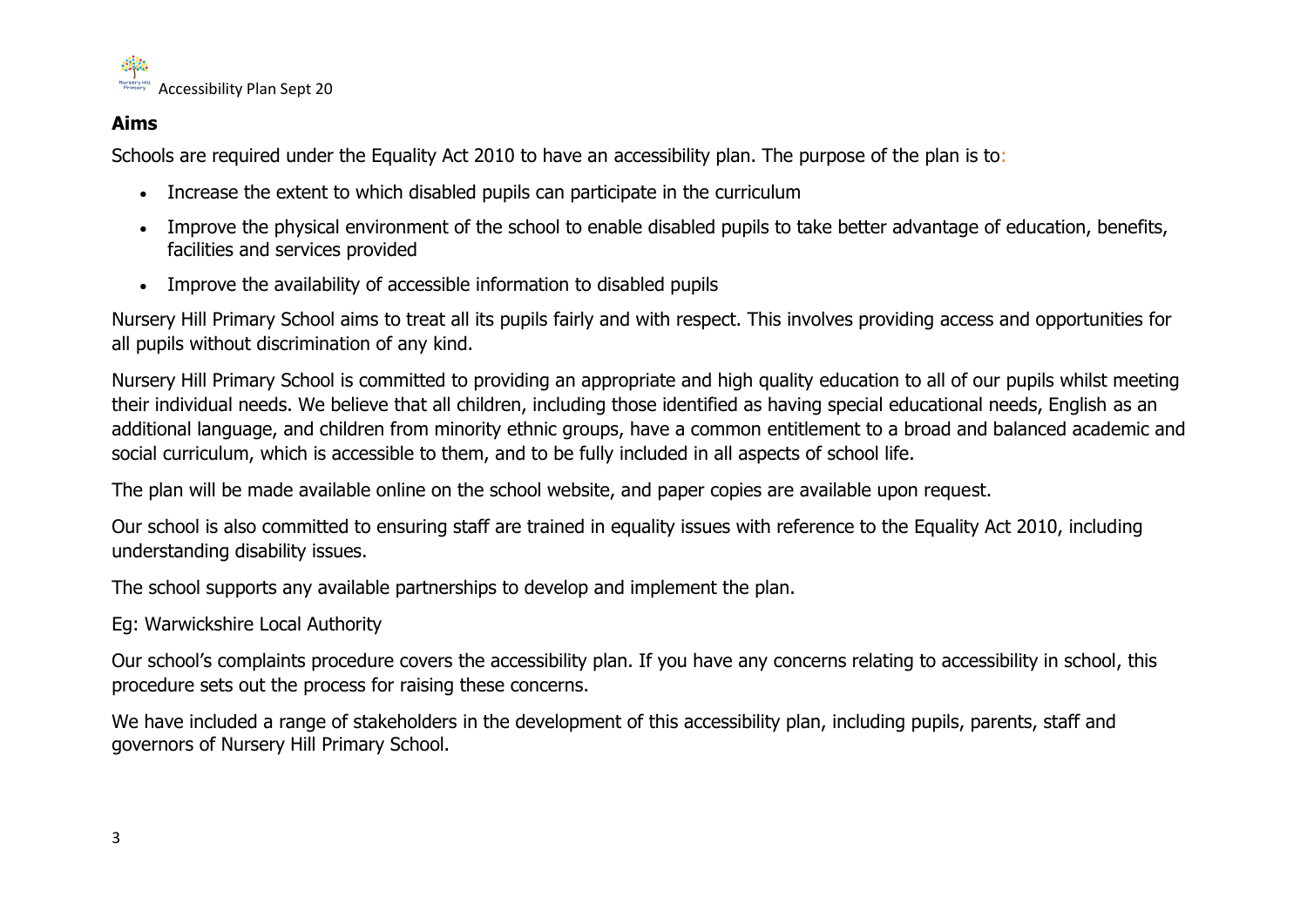## Aims

Schools are required under the Equality Act 2010 to have an accessibility plan. The purpose of the plan is to:

- Increase the extent to which disabled pupils can participate in the curriculum
- Improve the physical environment of the school to enable disabled pupils to take better advantage of education, benefits, facilities and services provided
- Improve the availability of accessible information to disabled pupils

Nursery Hill Primary School aims to treat all its pupils fairly and with respect. This involves providing access and opportunities for all pupils without discrimination of any kind.

Nursery Hill Primary School is committed to providing an appropriate and high quality education to all of our pupils whilst meeting their individual needs. We believe that all children, including those identified as having special educational needs, English as an additional language, and children from minority ethnic groups, have a common entitlement to a broad and balanced academic and social curriculum, which is accessible to them, and to be fully included in all aspects of school life.

The plan will be made available online on the school website, and paper copies are available upon request.

Our school is also committed to ensuring staff are trained in equality issues with reference to the Equality Act 2010, including understanding disability issues.

The school supports any available partnerships to develop and implement the plan.

Eg: Warwickshire Local Authority

Our school's complaints procedure covers the accessibility plan. If you have any concerns relating to accessibility in school, this procedure sets out the process for raising these concerns.

We have included a range of stakeholders in the development of this accessibility plan, including pupils, parents, staff and governors of Nursery Hill Primary School.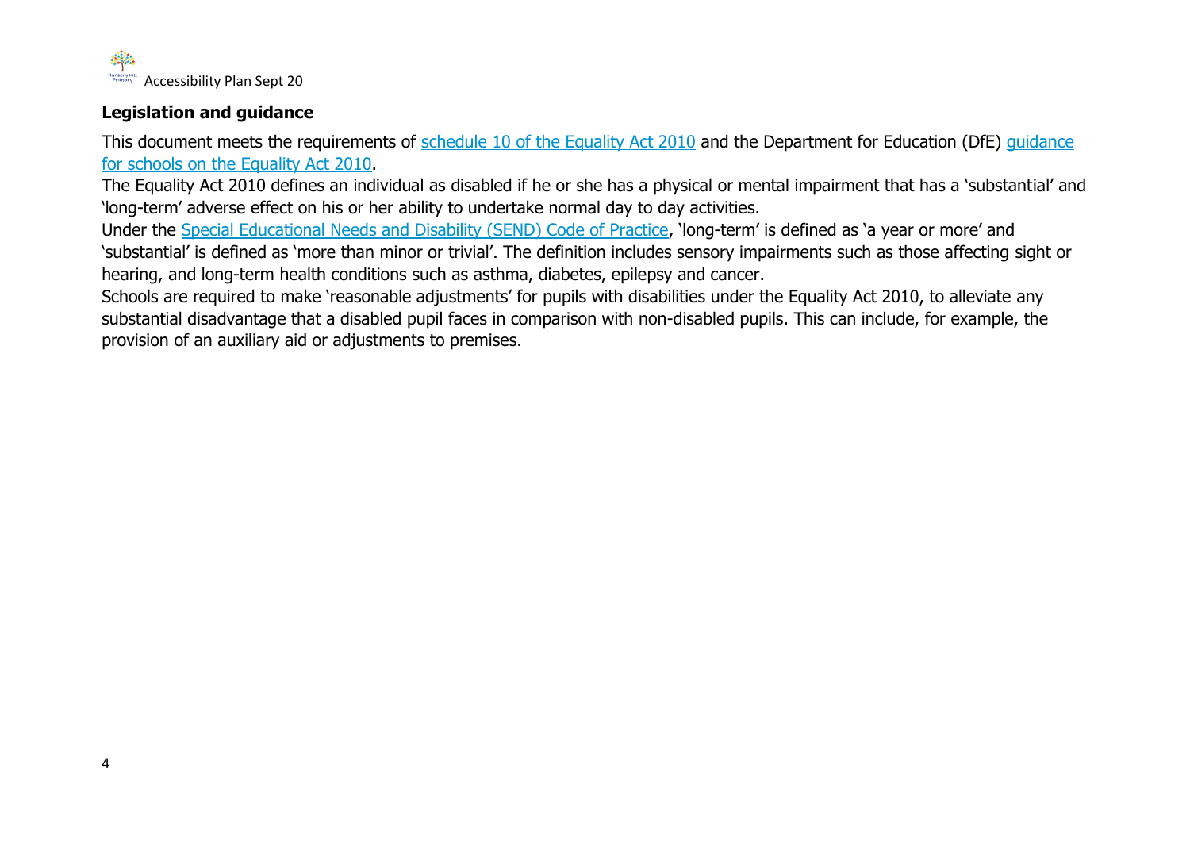## Legislation and guidance

This document meets the requirements of schedule 10 of the Equality Act 2010 and the Department for Education (DfE) guidance for schools on the Equality Act 2010.

The Equality Act 2010 defines an individual as disabled if he or she has a physical or mental impairment that has a 'substantial' and 'long-term' adverse effect on his or her ability to undertake normal day to day activities.

Under the Special Educational Needs and Disability (SEND) Code of Practice, 'long-term' is defined as 'a year or more' and 'substantial' is defined as 'more than minor or trivial'. The definition includes sensory impairments such as those affecting sight or hearing, and long-term health conditions such as asthma, diabetes, epilepsy and cancer.

Schools are required to make 'reasonable adjustments' for pupils with disabilities under the Equality Act 2010, to alleviate any substantial disadvantage that a disabled pupil faces in comparison with non-disabled pupils. This can include, for example, the provision of an auxiliary aid or adjustments to premises.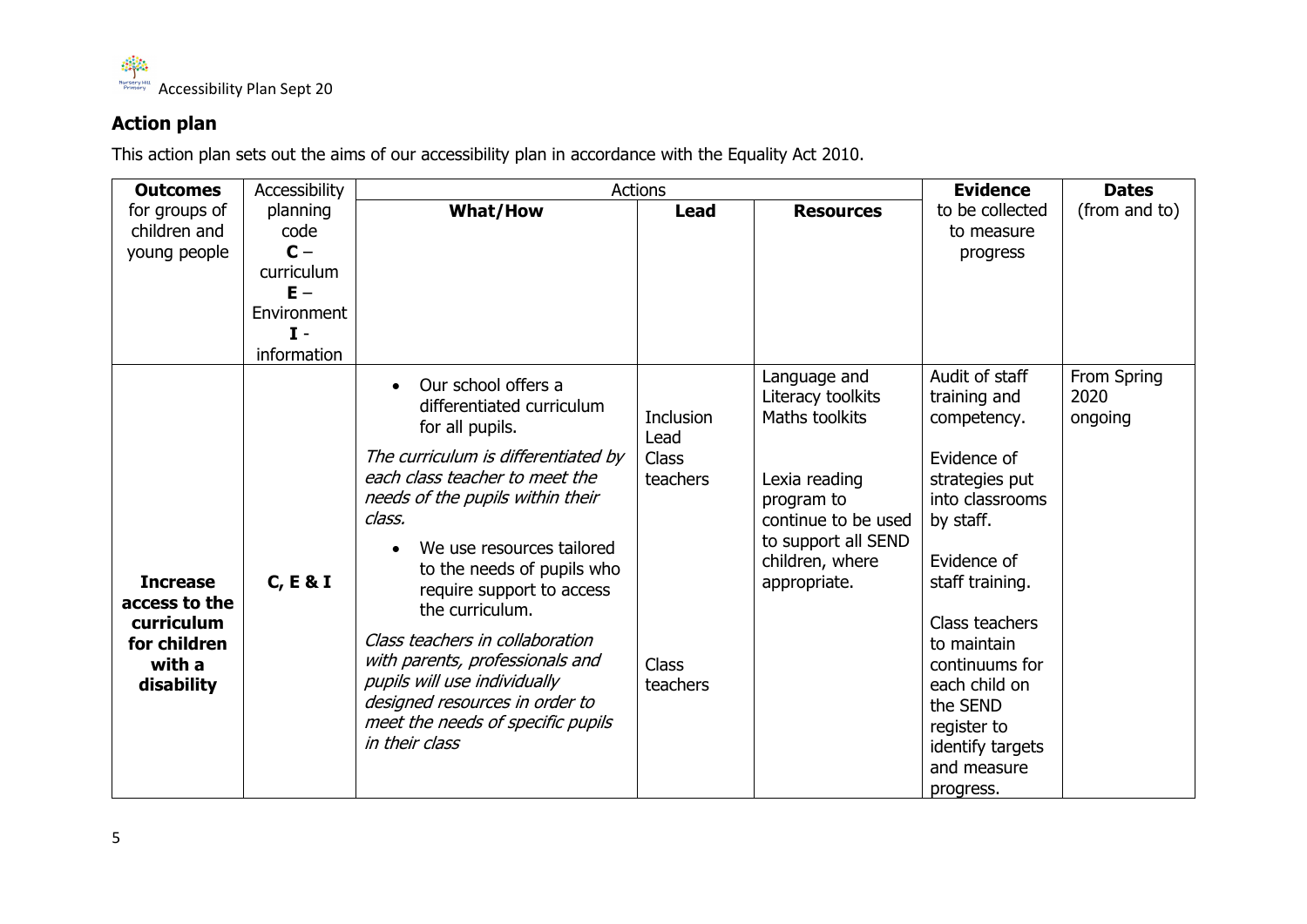## Action plan

This action plan sets out the aims of our accessibility plan in accordance with the Equality Act 2010.

| **Outcomes** for groups of children and young people | Accessibility planning code **C** – curriculum **E** – Environment **I** - information | Actions | | | **Evidence** to be collected to measure progress | **Dates** (from and to) |
|---|---|---|---|---|---|---|
| | | **What/How** | **Lead** | **Resources** | | |
| **Increase access to the curriculum for children with a disability** | **C, E & I** | • Our school offers a differentiated curriculum for all pupils.<br><br>*The curriculum is differentiated by each class teacher to meet the needs of the pupils within their class.*<br><br>• We use resources tailored to the needs of pupils who require support to access the curriculum.<br><br>*Class teachers in collaboration with parents, professionals and pupils will use individually designed resources in order to meet the needs of specific pupils in their class* | Inclusion Lead<br>Class teachers<br><br><br><br>Class teachers | Language and Literacy toolkits<br>Maths toolkits<br><br>Lexia reading program to continue to be used to support all SEND children, where appropriate. | Audit of staff training and competency.<br><br>Evidence of strategies put into classrooms by staff.<br><br>Evidence of staff training.<br><br>Class teachers to maintain continuums for each child on the SEND register to identify targets and measure progress. | From Spring 2020 ongoing |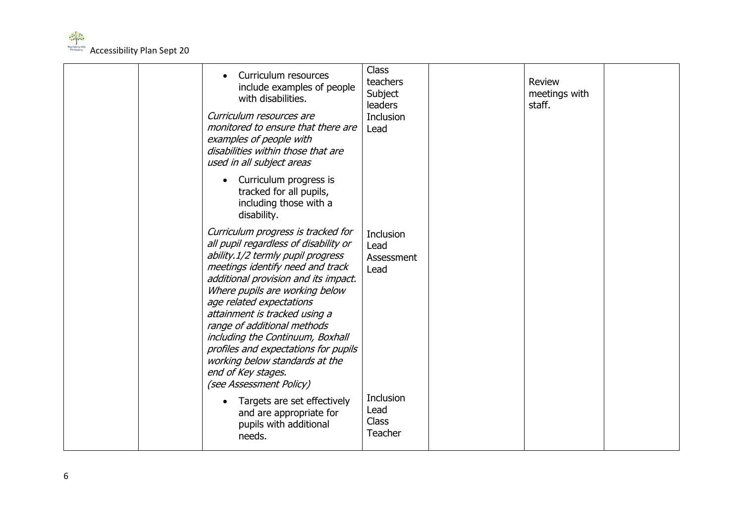| | | | | | | |
|---|---|---|---|---|---|---|
| | | • Curriculum resources include examples of people with disabilities.<br>*Curriculum resources are monitored to ensure that there are examples of people with disabilities within those that are used in all subject areas* | Class teachers Subject leaders Inclusion Lead | | Review meetings with staff. | |
| | | • Curriculum progress is tracked for all pupils, including those with a disability.<br>*Curriculum progress is tracked for all pupil regardless of disability or ability.1/2 termly pupil progress meetings identify need and track additional provision and its impact. Where pupils are working below age related expectations attainment is tracked using a range of additional methods including the Continuum, Boxhall profiles and expectations for pupils working below standards at the end of Key stages. (see Assessment Policy)* | Inclusion Lead Assessment Lead | | | |
| | | • Targets are set effectively and are appropriate for pupils with additional needs. | Inclusion Lead Class Teacher | | | |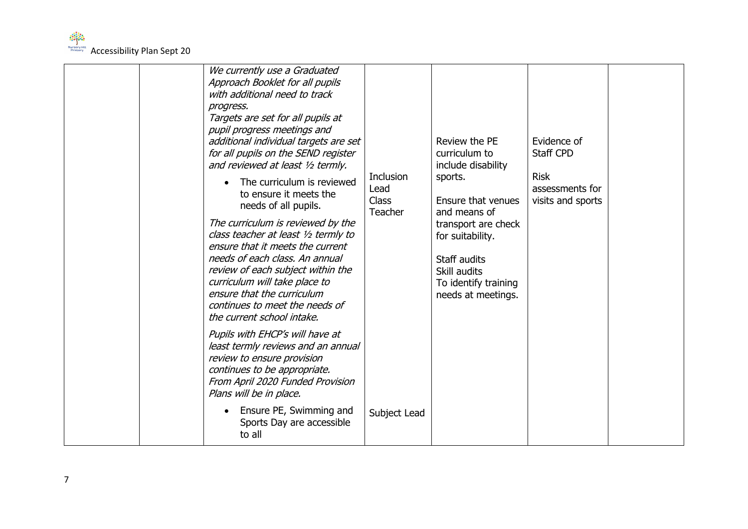| | | | | | | |
|---|---|---|---|---|---|---|
| | | *We currently use a Graduated Approach Booklet for all pupils with additional need to track progress.* <br> *Targets are set for all pupils at pupil progress meetings and additional individual targets are set for all pupils on the SEND register and reviewed at least ½ termly.* <br> • The curriculum is reviewed to ensure it meets the needs of all pupils. <br> *The curriculum is reviewed by the class teacher at least ½ termly to ensure that it meets the current needs of each class. An annual review of each subject within the curriculum will take place to ensure that the curriculum continues to meet the needs of the current school intake.* <br> *Pupils with EHCP's will have at least termly reviews and an annual review to ensure provision continues to be appropriate.* <br> *From April 2020 Funded Provision Plans will be in place.* <br> • Ensure PE, Swimming and Sports Day are accessible to all | Inclusion Lead <br> Class Teacher <br><br> Subject Lead | Review the PE curriculum to include disability sports. <br> Ensure that venues and means of transport are check for suitability. <br> Staff audits <br> Skill audits <br> To identify training needs at meetings. | Evidence of Staff CPD <br> Risk assessments for visits and sports | |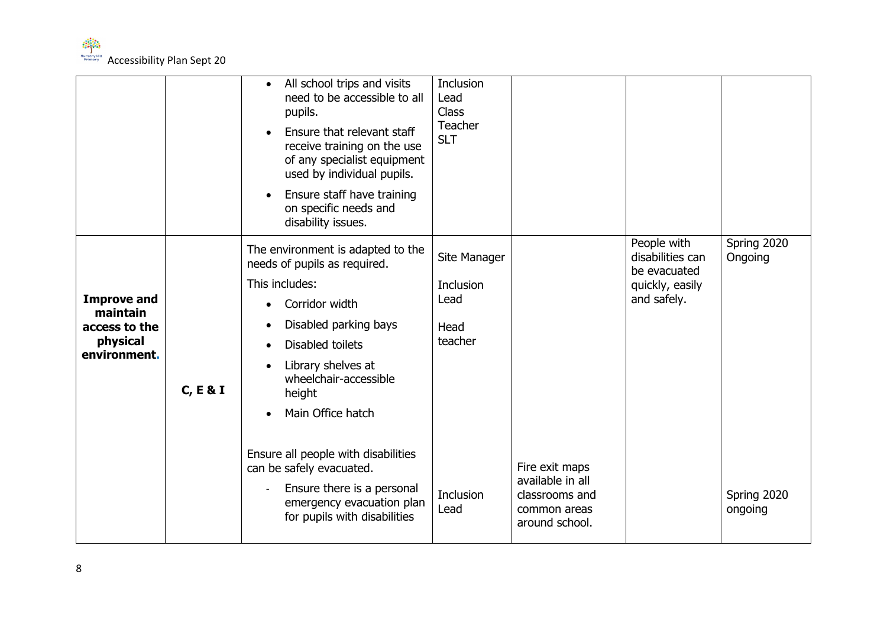| | | | | | | |
|---|---|---|---|---|---|---|
| | | • All school trips and visits need to be accessible to all pupils.<br>• Ensure that relevant staff receive training on the use of any specialist equipment used by individual pupils.<br>• Ensure staff have training on specific needs and disability issues. | Inclusion Lead<br>Class Teacher<br>SLT | | | |
| **Improve and maintain access to the physical environment.** | **C, E & I** | The environment is adapted to the needs of pupils as required.<br>This includes:<br>• Corridor width<br>• Disabled parking bays<br>• Disabled toilets<br>• Library shelves at wheelchair-accessible height<br>• Main Office hatch<br><br>Ensure all people with disabilities can be safely evacuated.<br>- Ensure there is a personal emergency evacuation plan for pupils with disabilities | Site Manager<br><br>Inclusion Lead<br><br>Head teacher<br><br><br><br><br>Inclusion Lead | <br><br><br><br><br><br><br><br>Fire exit maps available in all classrooms and common areas around school. | People with disabilities can be evacuated quickly, easily and safely. | Spring 2020 Ongoing<br><br><br><br><br><br><br><br>Spring 2020 ongoing |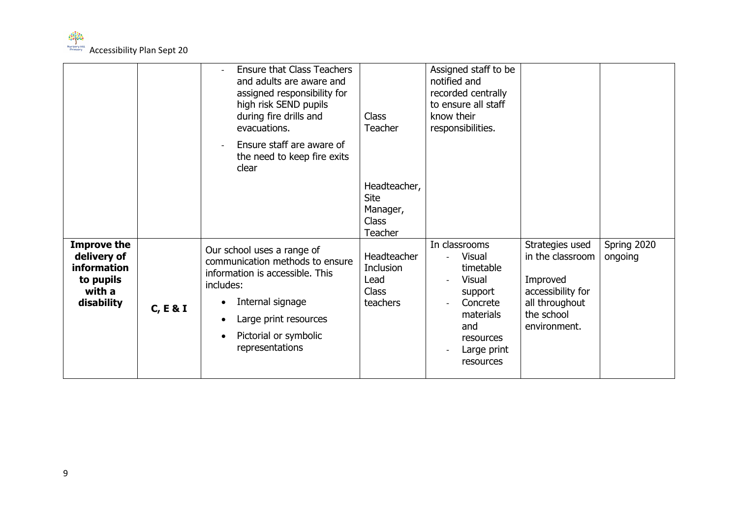| | | | | | | |
|---|---|---|---|---|---|---|
| | | - Ensure that Class Teachers and adults are aware and assigned responsibility for high risk SEND pupils during fire drills and evacuations.<br>- Ensure staff are aware of the need to keep fire exits clear | Class Teacher<br><br>Headteacher, Site Manager, Class Teacher | Assigned staff to be notified and recorded centrally to ensure all staff know their responsibilities. | | |
| **Improve the delivery of information to pupils with a disability** | **C, E & I** | Our school uses a range of communication methods to ensure information is accessible. This includes:<br>• Internal signage<br>• Large print resources<br>• Pictorial or symbolic representations | Headteacher Inclusion Lead Class teachers | In classrooms<br>- Visual timetable<br>- Visual support<br>- Concrete materials and resources<br>- Large print resources | Strategies used in the classroom<br><br>Improved accessibility for all throughout the school environment. | Spring 2020 ongoing |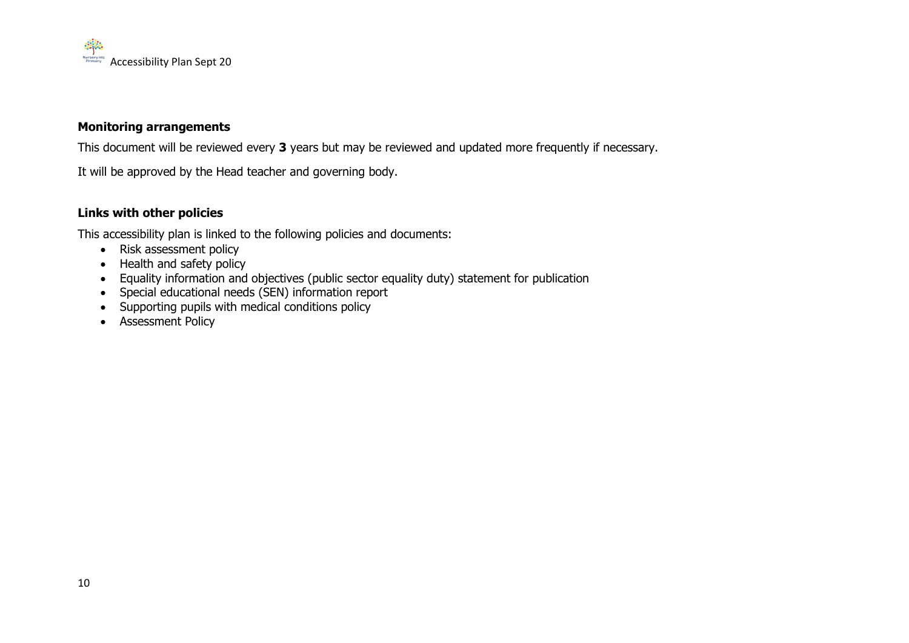**Monitoring arrangements**

This document will be reviewed every **3** years but may be reviewed and updated more frequently if necessary.

It will be approved by the Head teacher and governing body.

**Links with other policies**

This accessibility plan is linked to the following policies and documents:

- Risk assessment policy
- Health and safety policy
- Equality information and objectives (public sector equality duty) statement for publication
- Special educational needs (SEN) information report
- Supporting pupils with medical conditions policy
- Assessment Policy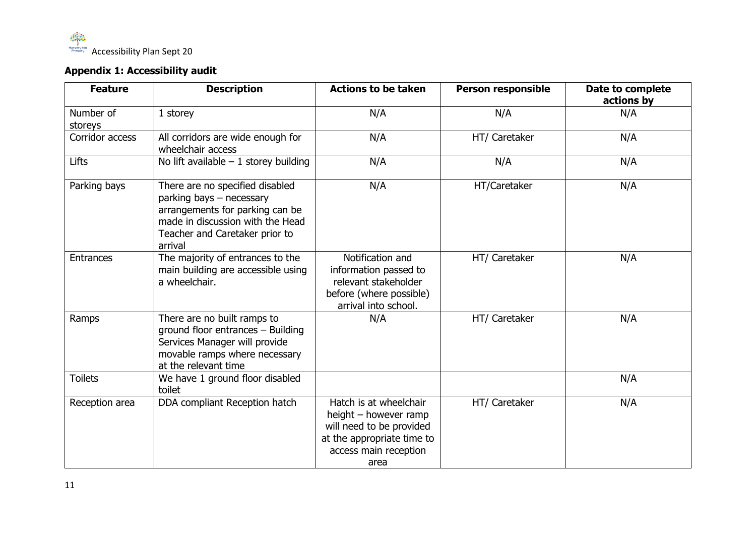## Appendix 1: Accessibility audit

| Feature | Description | Actions to be taken | Person responsible | Date to complete actions by |
|---|---|---|---|---|
| Number of storeys | 1 storey | N/A | N/A | N/A |
| Corridor access | All corridors are wide enough for wheelchair access | N/A | HT/ Caretaker | N/A |
| Lifts | No lift available – 1 storey building | N/A | N/A | N/A |
| Parking bays | There are no specified disabled parking bays – necessary arrangements for parking can be made in discussion with the Head Teacher and Caretaker prior to arrival | N/A | HT/Caretaker | N/A |
| Entrances | The majority of entrances to the main building are accessible using a wheelchair. | Notification and information passed to relevant stakeholder before (where possible) arrival into school. | HT/ Caretaker | N/A |
| Ramps | There are no built ramps to ground floor entrances – Building Services Manager will provide movable ramps where necessary at the relevant time | N/A | HT/ Caretaker | N/A |
| Toilets | We have 1 ground floor disabled toilet | | | N/A |
| Reception area | DDA compliant Reception hatch | Hatch is at wheelchair height – however ramp will need to be provided at the appropriate time to access main reception area | HT/ Caretaker | N/A |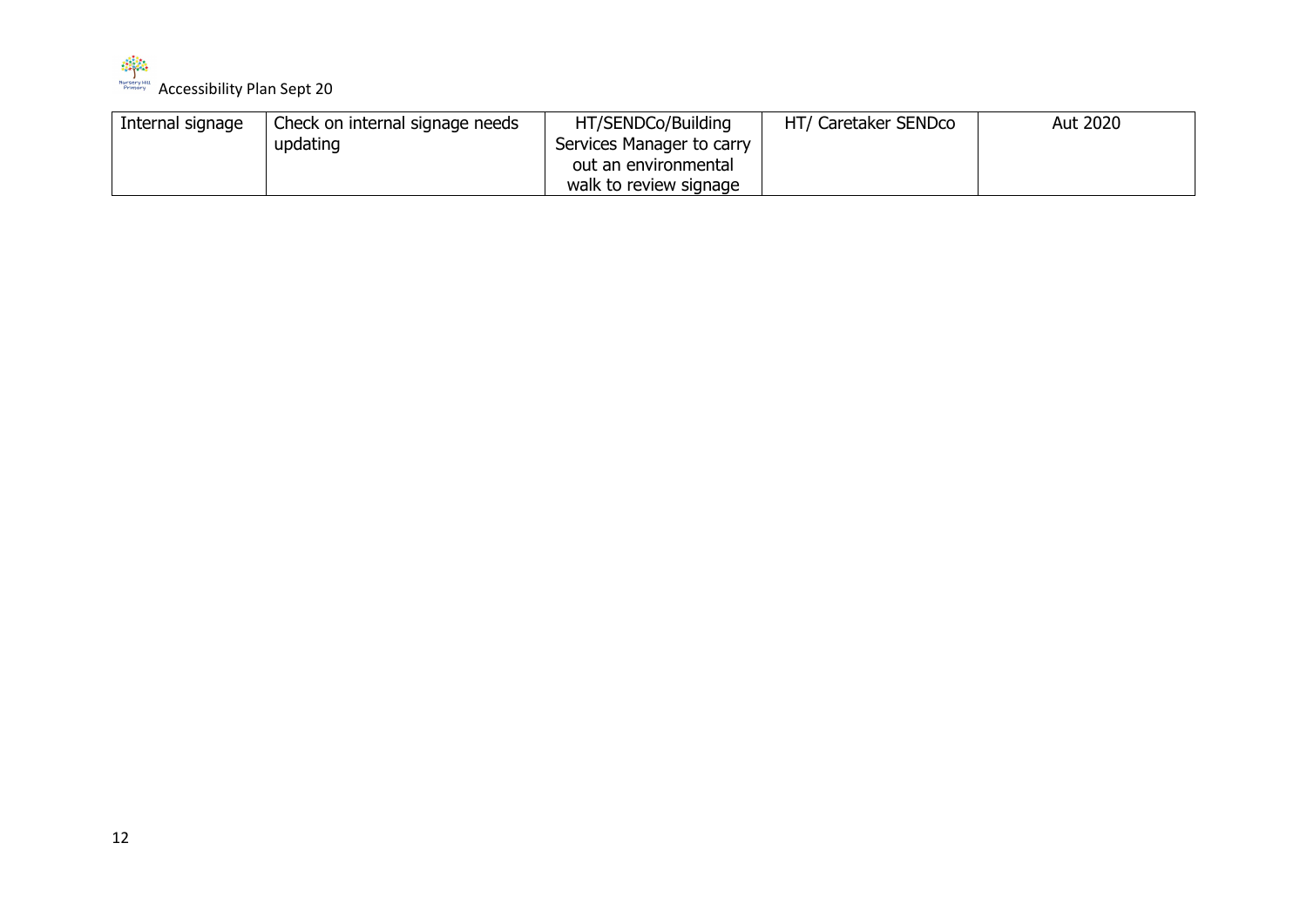| | | | | |
|---|---|---|---|---|
| Internal signage | Check on internal signage needs updating | HT/SENDCo/Building Services Manager to carry out an environmental walk to review signage | HT/ Caretaker SENDco | Aut 2020 |